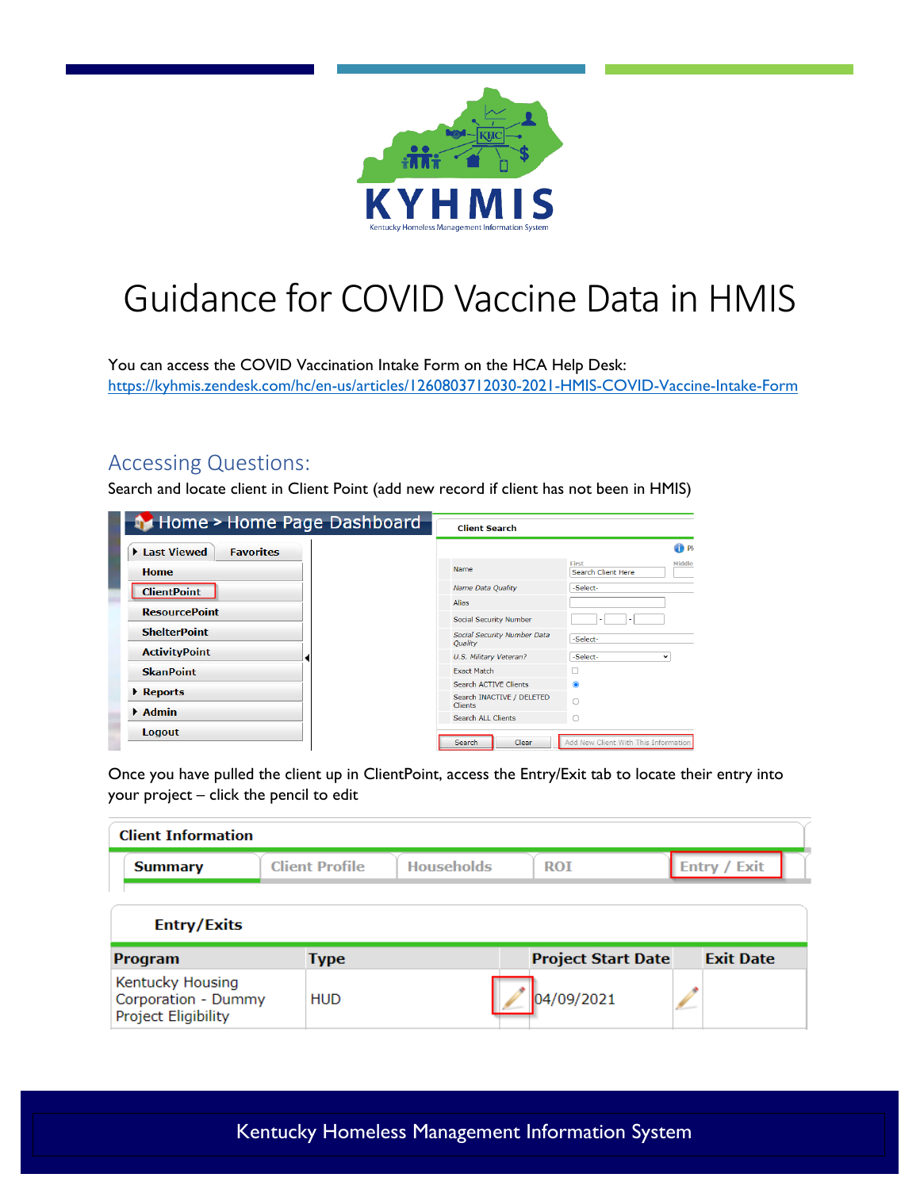# Guidance for COVID Vaccine Data in HMIS

You can access the COVID Vaccination Intake Form on the HCA Help Desk:
https://kyhmis.zendesk.com/hc/en-us/articles/1260803712030-2021-HMIS-COVID-Vaccine-Intake-Form

## Accessing Questions:

Search and locate client in Client Point (add new record if client has not been in HMIS)

Once you have pulled the client up in ClientPoint, access the Entry/Exit tab to locate their entry into your project – click the pencil to edit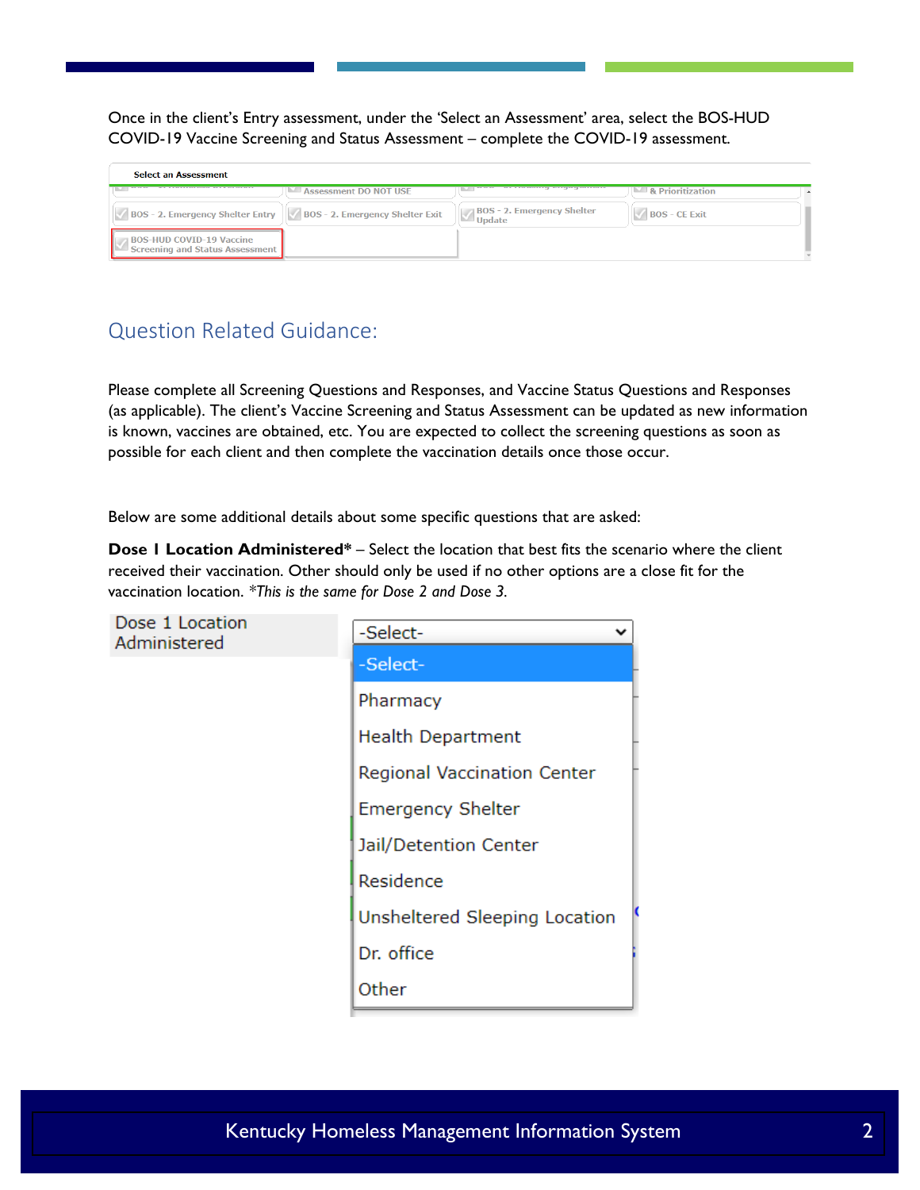Once in the client's Entry assessment, under the 'Select an Assessment' area, select the BOS-HUD COVID-19 Vaccine Screening and Status Assessment – complete the COVID-19 assessment.

Select an Assessment

| | | | |
|---|---|---|---|
| | Assessment DO NOT USE | | & Prioritization |
| BOS - 2. Emergency Shelter Entry | BOS - 2. Emergency Shelter Exit | BOS - 2. Emergency Shelter Update | BOS - CE Exit |
| BOS-HUD COVID-19 Vaccine Screening and Status Assessment | | | |

## Question Related Guidance:

Please complete all Screening Questions and Responses, and Vaccine Status Questions and Responses (as applicable). The client's Vaccine Screening and Status Assessment can be updated as new information is known, vaccines are obtained, etc. You are expected to collect the screening questions as soon as possible for each client and then complete the vaccination details once those occur.

Below are some additional details about some specific questions that are asked:

**Dose 1 Location Administered*** – Select the location that best fits the scenario where the client received their vaccination. Other should only be used if no other options are a close fit for the vaccination location. **This is the same for Dose 2 and Dose 3.*

Dose 1 Location Administered

- -Select-
- Pharmacy
- Health Department
- Regional Vaccination Center
- Emergency Shelter
- Jail/Detention Center
- Residence
- Unsheltered Sleeping Location
- Dr. office
- Other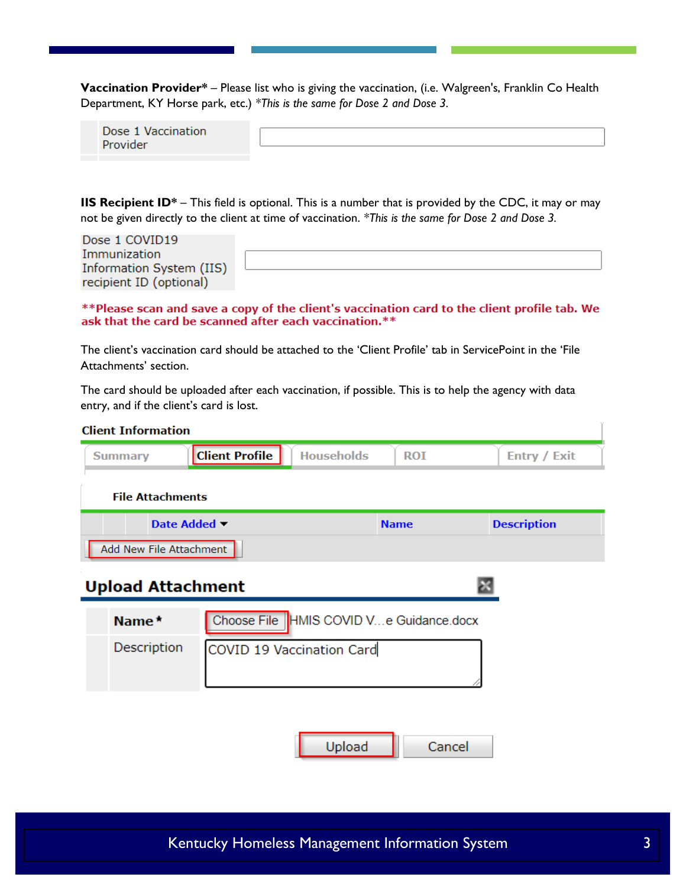**Vaccination Provider*** – Please list who is giving the vaccination, (i.e. Walgreen's, Franklin Co Health Department, KY Horse park, etc.) **This is the same for Dose 2 and Dose 3.*

| Dose 1 Vaccination Provider | |
|---|---|

**IIS Recipient ID*** – This field is optional. This is a number that is provided by the CDC, it may or may not be given directly to the client at time of vaccination. **This is the same for Dose 2 and Dose 3.*

| Dose 1 COVID19 Immunization Information System (IIS) recipient ID (optional) | |
|---|---|

****Please scan and save a copy of the client's vaccination card to the client profile tab. We ask that the card be scanned after each vaccination.****

The client's vaccination card should be attached to the 'Client Profile' tab in ServicePoint in the 'File Attachments' section.

The card should be uploaded after each vaccination, if possible. This is to help the agency with data entry, and if the client's card is lost.

**Client Information**

Summary | **Client Profile** | Households | ROI | Entry / Exit

**File Attachments**

| Date Added | Name | Description |
|---|---|---|

Add New File Attachment

**Upload Attachment**

| | |
|---|---|
| **Name*** | Choose File HMIS COVID V...e Guidance.docx |
| Description | COVID 19 Vaccination Card |

Upload | Cancel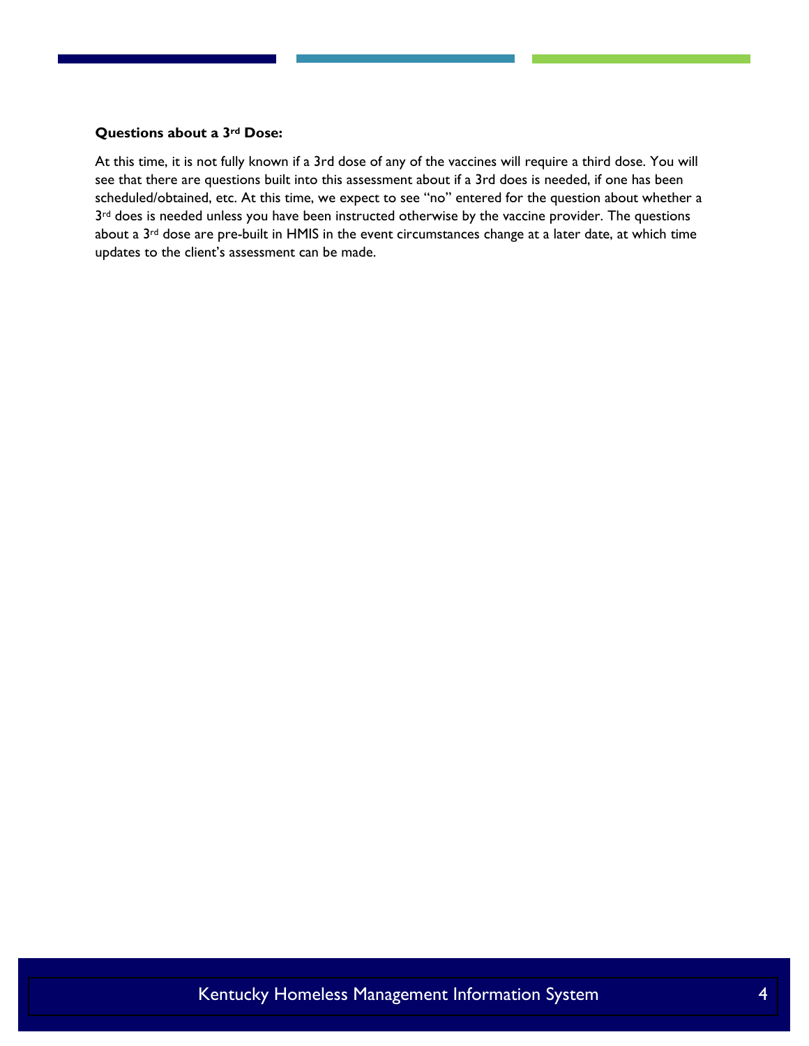**Questions about a 3rd Dose:**

At this time, it is not fully known if a 3rd dose of any of the vaccines will require a third dose. You will see that there are questions built into this assessment about if a 3rd does is needed, if one has been scheduled/obtained, etc. At this time, we expect to see "no" entered for the question about whether a 3rd does is needed unless you have been instructed otherwise by the vaccine provider. The questions about a 3rd dose are pre-built in HMIS in the event circumstances change at a later date, at which time updates to the client's assessment can be made.